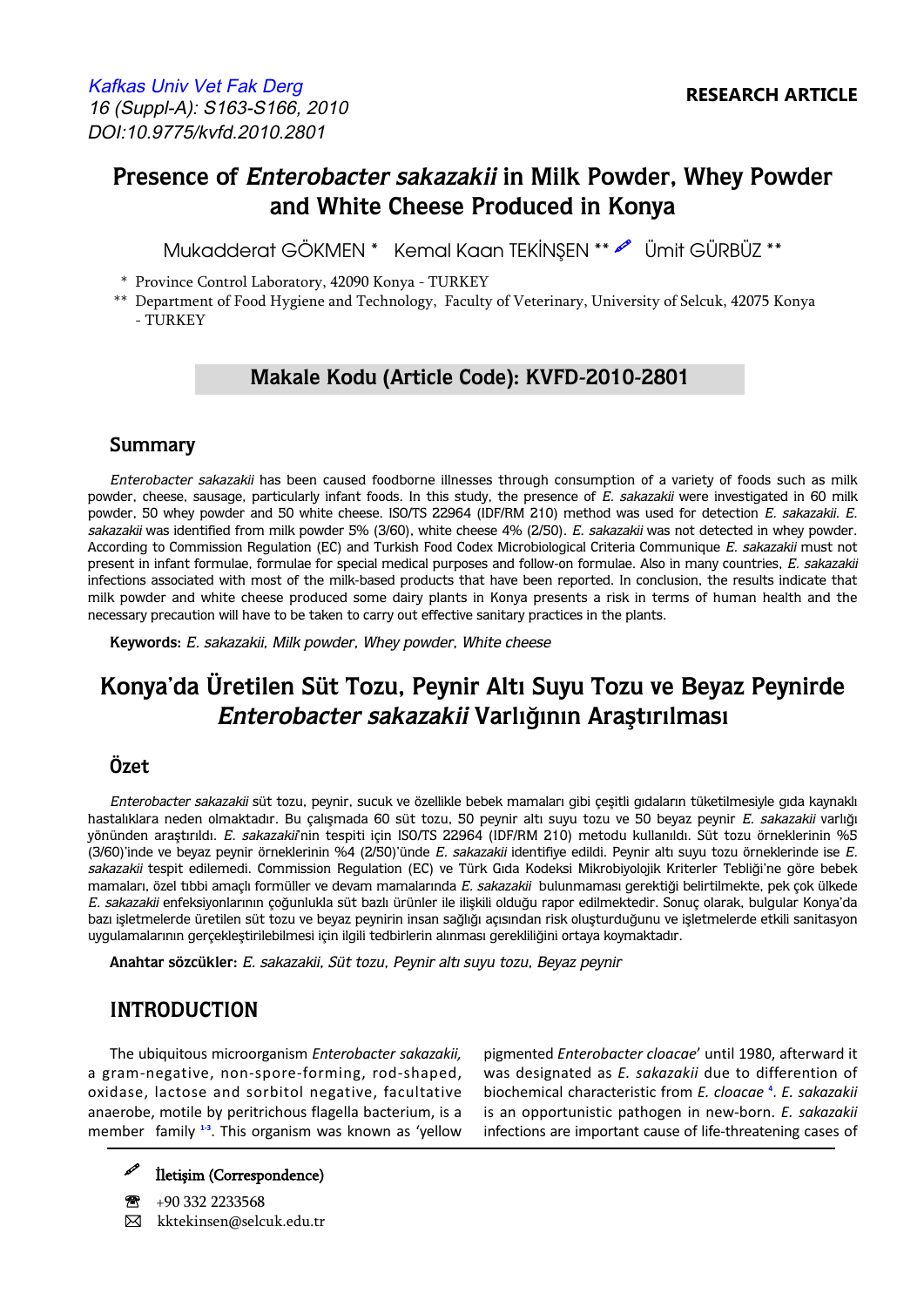Kafkas Univ Vet Fak Derg
16 (Suppl-A): S163-S166, 2010
DOI:10.9775/kvfd.2010.2801

**RESEARCH ARTICLE**

# Presence of *Enterobacter sakazakii* in Milk Powder, Whey Powder and White Cheese Produced in Konya

Mukadderat GÖKMEN * Kemal Kaan TEKİNŞEN ** Ümit GÜRBÜZ **

\* Province Control Laboratory, 42090 Konya - TURKEY

\*\* Department of Food Hygiene and Technology, Faculty of Veterinary, University of Selcuk, 42075 Konya - TURKEY

**Makale Kodu (Article Code): KVFD-2010-2801**

## Summary

*Enterobacter sakazakii* has been caused foodborne illnesses through consumption of a variety of foods such as milk powder, cheese, sausage, particularly infant foods. In this study, the presence of *E. sakazakii* were investigated in 60 milk powder, 50 whey powder and 50 white cheese. ISO/TS 22964 (IDF/RM 210) method was used for detection *E. sakazakii*. *E. sakazakii* was identified from milk powder 5% (3/60), white cheese 4% (2/50). *E. sakazakii* was not detected in whey powder. According to Commission Regulation (EC) and Turkish Food Codex Microbiological Criteria Communique *E. sakazakii* must not present in infant formulae, formulae for special medical purposes and follow-on formulae. Also in many countries, *E. sakazakii* infections associated with most of the milk-based products that have been reported. In conclusion, the results indicate that milk powder and white cheese produced some dairy plants in Konya presents a risk in terms of human health and the necessary precaution will have to be taken to carry out effective sanitary practices in the plants.

**Keywords:** *E. sakazakii, Milk powder, Whey powder, White cheese*

# Konya'da Üretilen Süt Tozu, Peynir Altı Suyu Tozu ve Beyaz Peynirde *Enterobacter sakazakii* Varlığının Araştırılması

## Özet

*Enterobacter sakazakii* süt tozu, peynir, sucuk ve özellikle bebek mamaları gibi çeşitli gıdaların tüketilmesiyle gıda kaynaklı hastalıklara neden olmaktadır. Bu çalışmada 60 süt tozu, 50 peynir altı suyu tozu ve 50 beyaz peynir *E. sakazakii* varlığı yönünden araştırıldı. *E. sakazakii*'nin tespiti için ISO/TS 22964 (IDF/RM 210) metodu kullanıldı. Süt tozu örneklerinin %5 (3/60)'inde ve beyaz peynir örneklerinin %4 (2/50)'ünde *E. sakazakii* identifiye edildi. Peynir altı suyu tozu örneklerinde ise *E. sakazakii* tespit edilemedi. Commission Regulation (EC) ve Türk Gıda Kodeksi Mikrobiyolojik Kriterler Tebliği'ne göre bebek mamaları, özel tıbbi amaçlı formüller ve devam mamalarında *E. sakazakii* bulunmaması gerektiği belirtilmekte, pek çok ülkede *E. sakazakii* enfeksiyonlarının çoğunlukla süt bazlı ürünler ile ilişkili olduğu rapor edilmektedir. Sonuç olarak, bulgular Konya'da bazı işletmelerde üretilen süt tozu ve beyaz peynirin insan sağlığı açısından risk oluşturduğunu ve işletmelerde etkili sanitasyon uygulamalarının gerçekleştirilebilmesi için ilgili tedbirlerin alınması gerekliliğini ortaya koymaktadır.

**Anahtar sözcükler:** *E. sakazakii, Süt tozu, Peynir altı suyu tozu, Beyaz peynir*

## INTRODUCTION

The ubiquitous microorganism *Enterobacter sakazakii,* a gram-negative, non-spore-forming, rod-shaped, oxidase, lactose and sorbitol negative, facultative anaerobe, motile by peritrichous flagella bacterium, is a member family [1-3]. This organism was known as 'yellow pigmented *Enterobacter cloacae*' until 1980, afterward it was designated as *E. sakazakii* due to differention of biochemical characteristic from *E. cloacae* [4]. *E. sakazakii* is an opportunistic pathogen in new-born. *E. sakazakii* infections are important cause of life-threatening cases of

İletişim (Correspondence)

+90 332 2233568

kktekinsen@selcuk.edu.tr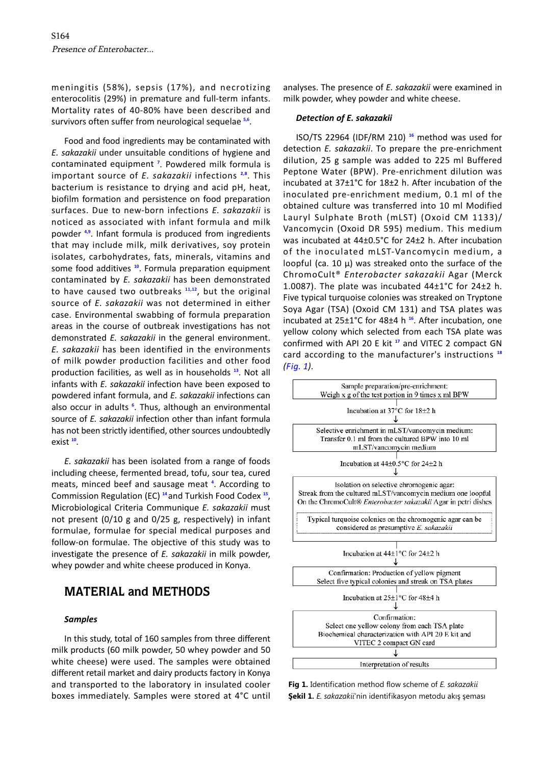meningitis (58%), sepsis (17%), and necrotizing enterocolitis (29%) in premature and full-term infants. Mortality rates of 40-80% have been described and survivors often suffer from neurological sequelae [5,6].

Food and food ingredients may be contaminated with *E. sakazakii* under unsuitable conditions of hygiene and contaminated equipment [7]. Powdered milk formula is important source of *E. sakazakii* infections [2,8]. This bacterium is resistance to drying and acid pH, heat, biofilm formation and persistence on food preparation surfaces. Due to new-born infections *E. sakazakii* is noticed as associated with infant formula and milk powder [4,9]. Infant formula is produced from ingredients that may include milk, milk derivatives, soy protein isolates, carbohydrates, fats, minerals, vitamins and some food additives [10]. Formula preparation equipment contaminated by *E. sakazakii* has been demonstrated to have caused two outbreaks [11,12], but the original source of *E. sakazakii* was not determined in either case. Environmental swabbing of formula preparation areas in the course of outbreak investigations has not demonstrated *E. sakazakii* in the general environment. *E. sakazakii* has been identified in the environments of milk powder production facilities and other food production facilities, as well as in households [13]. Not all infants with *E. sakazakii* infection have been exposed to powdered infant formula, and *E. sakazakii* infections can also occur in adults [6]. Thus, although an environmental source of *E. sakazakii* infection other than infant formula has not been strictly identified, other sources undoubtedly exist [10].

*E. sakazakii* has been isolated from a range of foods including cheese, fermented bread, tofu, sour tea, cured meats, minced beef and sausage meat [4]. According to Commission Regulation (EC) [14] and Turkish Food Codex [15], Microbiological Criteria Communique *E. sakazakii* must not present (0/10 g and 0/25 g, respectively) in infant formulae, formulae for special medical purposes and follow-on formulae. The objective of this study was to investigate the presence of *E. sakazakii* in milk powder, whey powder and white cheese produced in Konya.

## MATERIAL and METHODS

### Samples

In this study, total of 160 samples from three different milk products (60 milk powder, 50 whey powder and 50 white cheese) were used. The samples were obtained different retail market and dairy products factory in Konya and transported to the laboratory in insulated cooler boxes immediately. Samples were stored at 4°C until analyses. The presence of *E. sakazakii* were examined in milk powder, whey powder and white cheese.

### Detection of E. sakazakii

ISO/TS 22964 (IDF/RM 210) [16] method was used for detection *E. sakazakii*. To prepare the pre-enrichment dilution, 25 g sample was added to 225 ml Buffered Peptone Water (BPW). Pre-enrichment dilution was incubated at 37±1°C for 18±2 h. After incubation of the inoculated pre-enrichment medium, 0.1 ml of the obtained culture was transferred into 10 ml Modified Lauryl Sulphate Broth (mLST) (Oxoid CM 1133)/ Vancomycin (Oxoid DR 595) medium. This medium was incubated at 44±0.5°C for 24±2 h. After incubation of the inoculated mLST-Vancomycin medium, a loopful (ca. 10 µ) was streaked onto the surface of the ChromoCult® *Enterobacter sakazakii* Agar (Merck 1.0087). The plate was incubated 44±1°C for 24±2 h. Five typical turquoise colonies was streaked on Tryptone Soya Agar (TSA) (Oxoid CM 131) and TSA plates was incubated at 25±1°C for 48±4 h [16]. After incubation, one yellow colony which selected from each TSA plate was confirmed with API 20 E kit [17] and VITEC 2 compact GN card according to the manufacturer's instructions [18] (*Fig. 1*).

Sample preparation/pre-enrichment:
Weigh x g of the test portion in 9 times x ml BPW

↓ Incubation at 37°C for 18±2 h

Selective enrichment in mLST/vancomycin medium:
Transfer 0.1 ml from the cultured BPW into 10 ml mLST/vancomycin medium

↓ Incubation at 44±0.5°C for 24±2 h

Isolation on selective chromogenic agar:
Streak from the cultured mLST/vancomycin medium one loopful On the ChromoCult® *Enterobacter sakazakii* Agar in petri dishes

Typical turquoise colonies on the chromogenic agar can be considered as presumptive *E. sakazakii*

↓ Incubation at 44±1°C for 24±2 h

Confirmation: Production of yellow pigment
Select five typical colonies and streak on TSA plates

↓ Incubation at 25±1°C for 48±4 h

Confirmation:
Select one yellow colony from each TSA plate
Biochemical characterization with API 20 E kit and VITEC 2 compact GN card

↓

Interpretation of results

**Fig 1.** Identification method flow scheme of *E. sakazakii*
**Şekil 1.** *E. sakazakii*'nin identifikasyon metodu akış şeması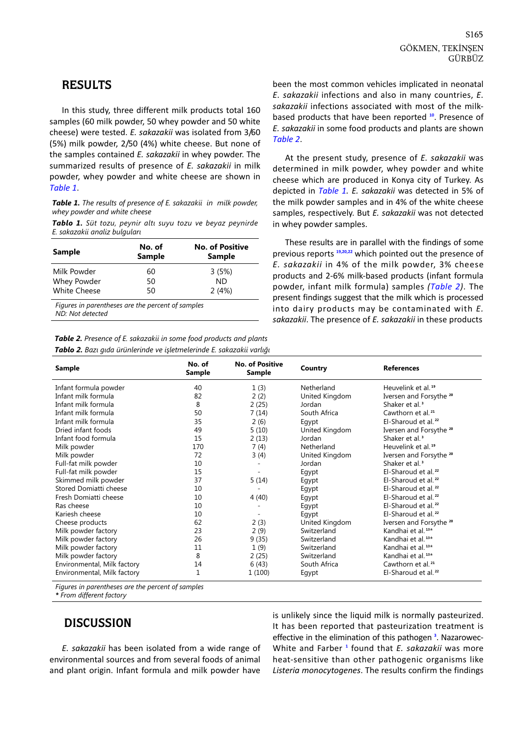## RESULTS

In this study, three different milk products total 160 samples (60 milk powder, 50 whey powder and 50 white cheese) were tested. *E. sakazakii* was isolated from 3/60 (5%) milk powder, 2/50 (4%) white cheese. But none of the samples contained *E. sakazakii* in whey powder. The summarized results of presence of *E. sakazakii* in milk powder, whey powder and white cheese are shown in *Table 1*.

***Table 1.*** *The results of presence of E. sakazakii in milk powder, whey powder and white cheese*

***Tablo 1.*** *Süt tozu, peynir altı suyu tozu ve beyaz peynirde E. sakazakii analiz bulguları*

| Sample | No. of Sample | No. of Positive Sample |
|---|---|---|
| Milk Powder | 60 | 3 (5%) |
| Whey Powder | 50 | ND |
| White Cheese | 50 | 2 (4%) |

*Figures in parentheses are the percent of samples*
*ND: Not detected*

been the most common vehicles implicated in neonatal *E. sakazakii* infections and also in many countries, *E. sakazakii* infections associated with most of the milk-based products that have been reported [10]. Presence of *E. sakazakii* in some food products and plants are shown *Table 2*.

At the present study, presence of *E. sakazakii* was determined in milk powder, whey powder and white cheese which are produced in Konya city of Turkey. As depicted in *Table 1*. *E. sakazakii* was detected in 5% of the milk powder samples and in 4% of the white cheese samples, respectively. But *E. sakazakii* was not detected in whey powder samples.

These results are in parallel with the findings of some previous reports [19,20,22] which pointed out the presence of *E. sakazakii* in 4% of the milk powder, 3% cheese products and 2-6% milk-based products (infant formula powder, infant milk formula) samples *(Table 2)*. The present findings suggest that the milk which is processed into dairy products may be contaminated with *E. sakazakii*. The presence of *E. sakazakii* in these products

***Table 2.*** *Presence of E. sakazakii in some food products and plants*

***Tablo 2.*** *Bazı gıda ürünlerinde ve işletmelerinde E. sakazakii varlığı*

| Sample | No. of Sample | No. of Positive Sample | Country | References |
|---|---|---|---|---|
| Infant formula powder | 40 | 1 (3) | Netherland | Heuvelink et al. [19] |
| Infant milk formula | 82 | 2 (2) | United Kingdom | Iversen and Forsythe [20] |
| Infant milk formula | 8 | 2 (25) | Jordan | Shaker et al. [3] |
| Infant milk formula | 50 | 7 (14) | South Africa | Cawthorn et al. [21] |
| Infant milk formula | 35 | 2 (6) | Egypt | El-Sharoud et al. [22] |
| Dried infant foods | 49 | 5 (10) | United Kingdom | Iversen and Forsythe [20] |
| Infant food formula | 15 | 2 (13) | Jordan | Shaker et al. [3] |
| Milk powder | 170 | 7 (4) | Netherland | Heuvelink et al. [19] |
| Milk powder | 72 | 3 (4) | United Kingdom | Iversen and Forsythe [20] |
| Full-fat milk powder | 10 | - | Jordan | Shaker et al. [3] |
| Full-fat milk powder | 15 | - | Egypt | El-Sharoud et al. [22] |
| Skimmed milk powder | 37 | 5 (14) | Egypt | El-Sharoud et al. [22] |
| Stored Domiatti cheese | 10 | - | Egypt | El-Sharoud et al. [22] |
| Fresh Domiatti cheese | 10 | 4 (40) | Egypt | El-Sharoud et al. [22] |
| Ras cheese | 10 | - | Egypt | El-Sharoud et al. [22] |
| Kariesh cheese | 10 | - | Egypt | El-Sharoud et al. [22] |
| Cheese products | 62 | 2 (3) | United Kingdom | Iversen and Forsythe [20] |
| Milk powder factory | 23 | 2 (9) | Switzerland | Kandhai et al. [13]* |
| Milk powder factory | 26 | 9 (35) | Switzerland | Kandhai et al. [13]* |
| Milk powder factory | 11 | 1 (9) | Switzerland | Kandhai et al. [13]* |
| Milk powder factory | 8 | 2 (25) | Switzerland | Kandhai et al. [13]* |
| Environmental, Milk factory | 14 | 6 (43) | South Africa | Cawthorn et al. [21] |
| Environmental, Milk factory | 1 | 1 (100) | Egypt | El-Sharoud et al. [22] |

*Figures in parentheses are the percent of samples*
***** *From different factory*

## DISCUSSION

*E. sakazakii* has been isolated from a wide range of environmental sources and from several foods of animal and plant origin. Infant formula and milk powder have

is unlikely since the liquid milk is normally pasteurized. It has been reported that pasteurization treatment is effective in the elimination of this pathogen [3]. Nazarowec-White and Farber [1] found that *E. sakazakii* was more heat-sensitive than other pathogenic organisms like *Listeria monocytogenes*. The results confirm the findings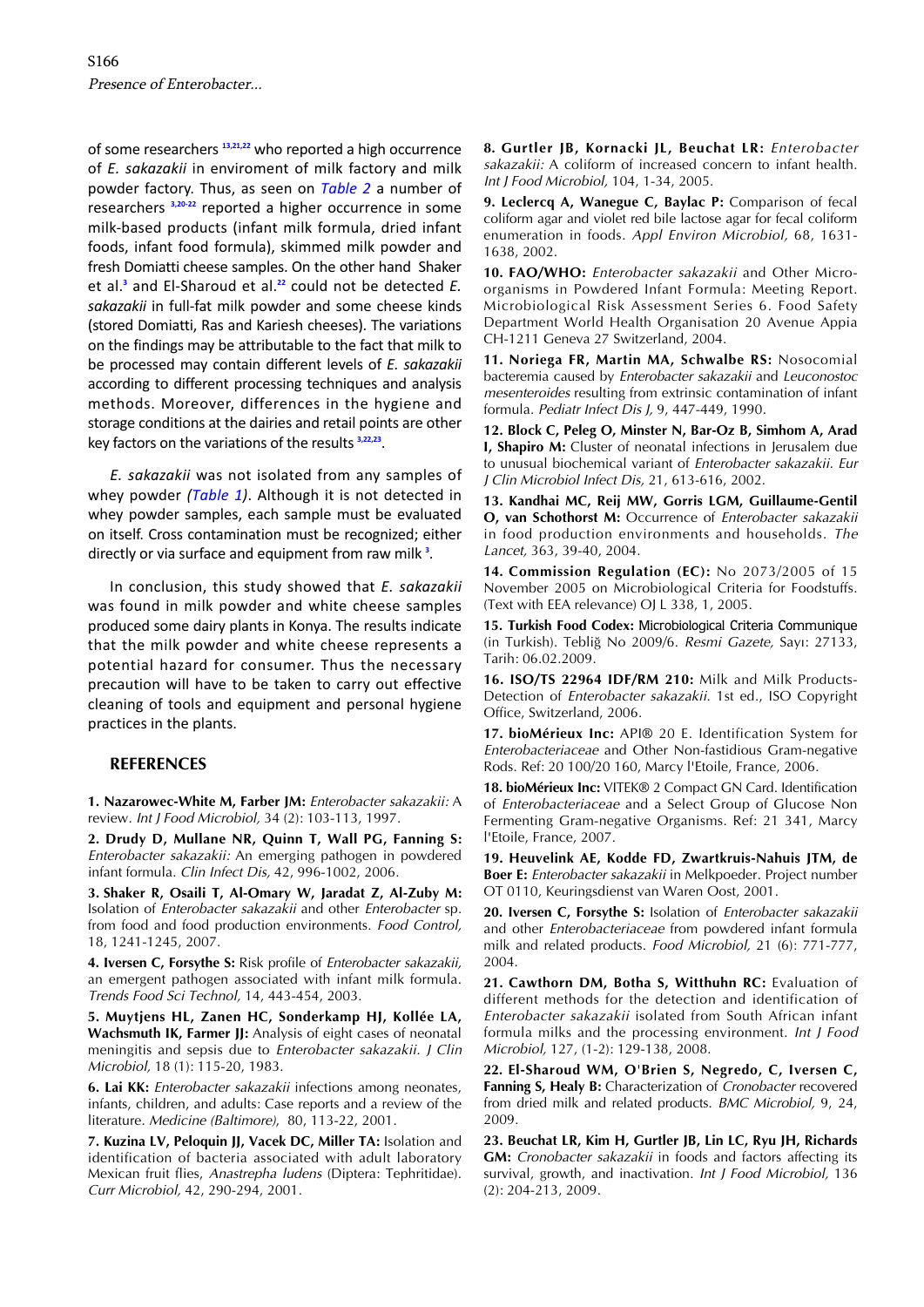of some researchers [13,21,22] who reported a high occurrence of *E. sakazakii* in enviroment of milk factory and milk powder factory. Thus, as seen on *Table 2* a number of researchers [3,20-22] reported a higher occurrence in some milk-based products (infant milk formula, dried infant foods, infant food formula), skimmed milk powder and fresh Domiatti cheese samples. On the other hand Shaker et al.[3] and El-Sharoud et al.[22] could not be detected *E. sakazakii* in full-fat milk powder and some cheese kinds (stored Domiatti, Ras and Kariesh cheeses). The variations on the findings may be attributable to the fact that milk to be processed may contain different levels of *E. sakazakii* according to different processing techniques and analysis methods. Moreover, differences in the hygiene and storage conditions at the dairies and retail points are other key factors on the variations of the results [3,22,23].

*E. sakazakii* was not isolated from any samples of whey powder *(Table 1)*. Although it is not detected in whey powder samples, each sample must be evaluated on itself. Cross contamination must be recognized; either directly or via surface and equipment from raw milk [3].

In conclusion, this study showed that *E. sakazakii* was found in milk powder and white cheese samples produced some dairy plants in Konya. The results indicate that the milk powder and white cheese represents a potential hazard for consumer. Thus the necessary precaution will have to be taken to carry out effective cleaning of tools and equipment and personal hygiene practices in the plants.

## REFERENCES

**1. Nazarowec-White M, Farber JM:** *Enterobacter sakazakii:* A review. *Int J Food Microbiol,* 34 (2): 103-113, 1997.

**2. Drudy D, Mullane NR, Quinn T, Wall PG, Fanning S:** *Enterobacter sakazakii:* An emerging pathogen in powdered infant formula. *Clin Infect Dis,* 42, 996-1002, 2006.

**3. Shaker R, Osaili T, Al-Omary W, Jaradat Z, Al-Zuby M:** Isolation of *Enterobacter sakazakii* and other *Enterobacter* sp. from food and food production environments. *Food Control,* 18, 1241-1245, 2007.

**4. Iversen C, Forsythe S:** Risk profile of *Enterobacter sakazakii,* an emergent pathogen associated with infant milk formula. *Trends Food Sci Technol,* 14, 443-454, 2003.

**5. Muytjens HL, Zanen HC, Sonderkamp HJ, Kollée LA, Wachsmuth IK, Farmer JJ:** Analysis of eight cases of neonatal meningitis and sepsis due to *Enterobacter sakazakii. J Clin Microbiol,* 18 (1): 115-20, 1983.

**6. Lai KK:** *Enterobacter sakazakii* infections among neonates, infants, children, and adults: Case reports and a review of the literature. *Medicine (Baltimore),* 80, 113-22, 2001.

**7. Kuzina LV, Peloquin JJ, Vacek DC, Miller TA:** Isolation and identification of bacteria associated with adult laboratory Mexican fruit flies, *Anastrepha ludens* (Diptera: Tephritidae). *Curr Microbiol,* 42, 290-294, 2001.

**8. Gurtler JB, Kornacki JL, Beuchat LR:** *Enterobacter sakazakii:* A coliform of increased concern to infant health. *Int J Food Microbiol,* 104, 1-34, 2005.

**9. Leclercq A, Wanegue C, Baylac P:** Comparison of fecal coliform agar and violet red bile lactose agar for fecal coliform enumeration in foods. *Appl Environ Microbiol,* 68, 1631-1638, 2002.

**10. FAO/WHO:** *Enterobacter sakazakii* and Other Micro-organisms in Powdered Infant Formula: Meeting Report. Microbiological Risk Assessment Series 6. Food Safety Department World Health Organisation 20 Avenue Appia CH-1211 Geneva 27 Switzerland, 2004.

**11. Noriega FR, Martin MA, Schwalbe RS:** Nosocomial bacteremia caused by *Enterobacter sakazakii* and *Leuconostoc mesenteroides* resulting from extrinsic contamination of infant formula. *Pediatr Infect Dis J,* 9, 447-449, 1990.

**12. Block C, Peleg O, Minster N, Bar-Oz B, Simhom A, Arad I, Shapiro M:** Cluster of neonatal infections in Jerusalem due to unusual biochemical variant of *Enterobacter sakazakii. Eur J Clin Microbiol Infect Dis,* 21, 613-616, 2002.

**13. Kandhai MC, Reij MW, Gorris LGM, Guillaume-Gentil O, van Schothorst M:** Occurrence of *Enterobacter sakazakii* in food production environments and households. *The Lancet,* 363, 39-40, 2004.

**14. Commission Regulation (EC):** No 2073/2005 of 15 November 2005 on Microbiological Criteria for Foodstuffs. (Text with EEA relevance) OJ L 338, 1, 2005.

**15. Turkish Food Codex:** Microbiological Criteria Communique (in Turkish). Tebliğ No 2009/6. *Resmi Gazete,* Sayı: 27133, Tarih: 06.02.2009.

**16. ISO/TS 22964 IDF/RM 210:** Milk and Milk Products-Detection of *Enterobacter sakazakii.* 1st ed., ISO Copyright Office, Switzerland, 2006.

**17. bioMérieux Inc:** API® 20 E. Identification System for *Enterobacteriaceae* and Other Non-fastidious Gram-negative Rods. Ref: 20 100/20 160, Marcy l'Etoile, France, 2006.

**18. bioMérieux Inc:** VITEK® 2 Compact GN Card. Identification of *Enterobacteriaceae* and a Select Group of Glucose Non Fermenting Gram-negative Organisms. Ref: 21 341, Marcy l'Etoile, France, 2007.

**19. Heuvelink AE, Kodde FD, Zwartkruis-Nahuis JTM, de Boer E:** *Enterobacter sakazakii* in Melkpoeder. Project number OT 0110, Keuringsdienst van Waren Oost, 2001.

**20. Iversen C, Forsythe S:** Isolation of *Enterobacter sakazakii* and other *Enterobacteriaceae* from powdered infant formula milk and related products. *Food Microbiol,* 21 (6): 771-777, 2004.

**21. Cawthorn DM, Botha S, Witthuhn RC:** Evaluation of different methods for the detection and identification of *Enterobacter sakazakii* isolated from South African infant formula milks and the processing environment. *Int J Food Microbiol,* 127, (1-2): 129-138, 2008.

**22. El-Sharoud WM, O'Brien S, Negredo, C, Iversen C, Fanning S, Healy B:** Characterization of *Cronobacter* recovered from dried milk and related products. *BMC Microbiol,* 9, 24, 2009.

**23. Beuchat LR, Kim H, Gurtler JB, Lin LC, Ryu JH, Richards GM:** *Cronobacter sakazakii* in foods and factors affecting its survival, growth, and inactivation. *Int J Food Microbiol,* 136 (2): 204-213, 2009.